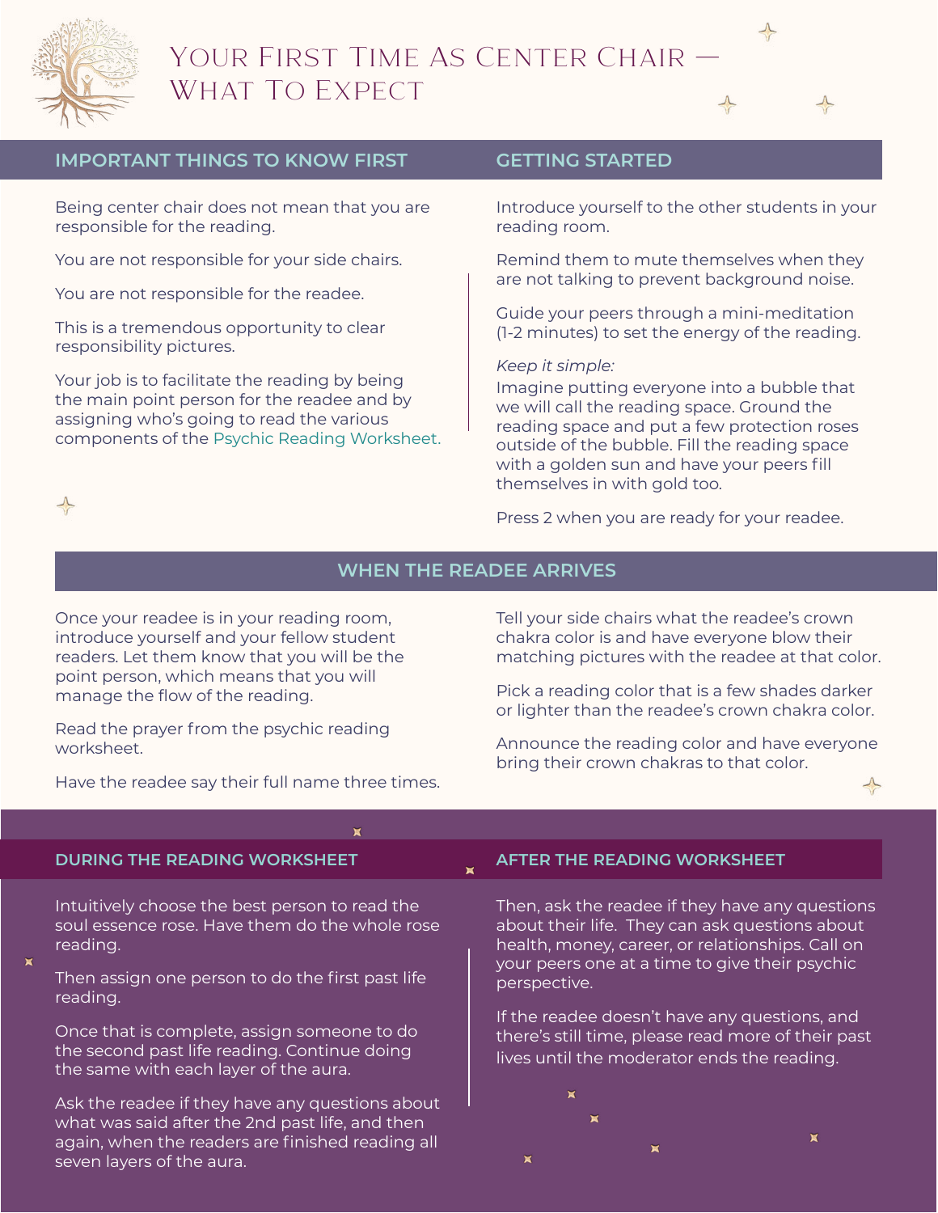# Your First Time As Center Chair — What To Expect

## IMPORTANT THINGS TO KNOW FIRST

Being center chair does not mean that you are responsible for the reading.

You are not responsible for your side chairs.

You are not responsible for the readee.

This is a tremendous opportunity to clear responsibility pictures.

Your job is to facilitate the reading by being the main point person for the readee and by assigning who's going to read the various components of the Psychic Reading Worksheet.

## GETTING STARTED

Introduce yourself to the other students in your reading room.

Remind them to mute themselves when they are not talking to prevent background noise.

Guide your peers through a mini-meditation (1-2 minutes) to set the energy of the reading.

*Keep it simple:*
Imagine putting everyone into a bubble that we will call the reading space. Ground the reading space and put a few protection roses outside of the bubble. Fill the reading space with a golden sun and have your peers fill themselves in with gold too.

Press 2 when you are ready for your readee.

## WHEN THE READEE ARRIVES

Once your readee is in your reading room, introduce yourself and your fellow student readers. Let them know that you will be the point person, which means that you will manage the flow of the reading.

Read the prayer from the psychic reading worksheet.

Have the readee say their full name three times.

Tell your side chairs what the readee's crown chakra color is and have everyone blow their matching pictures with the readee at that color.

Pick a reading color that is a few shades darker or lighter than the readee's crown chakra color.

Announce the reading color and have everyone bring their crown chakras to that color.

## DURING THE READING WORKSHEET

Intuitively choose the best person to read the soul essence rose. Have them do the whole rose reading.

Then assign one person to do the first past life reading.

Once that is complete, assign someone to do the second past life reading. Continue doing the same with each layer of the aura.

Ask the readee if they have any questions about what was said after the 2nd past life, and then again, when the readers are finished reading all seven layers of the aura.

## AFTER THE READING WORKSHEET

Then, ask the readee if they have any questions about their life. They can ask questions about health, money, career, or relationships. Call on your peers one at a time to give their psychic perspective.

If the readee doesn't have any questions, and there's still time, please read more of their past lives until the moderator ends the reading.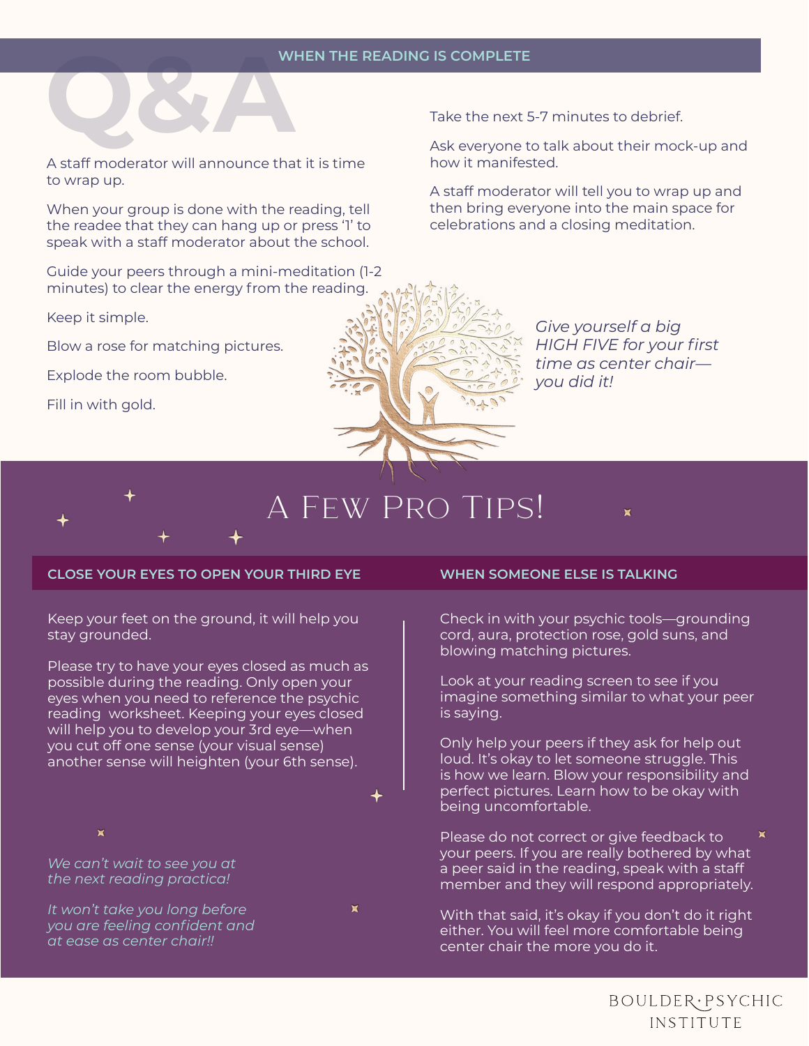## WHEN THE READING IS COMPLETE

# Q&A

A staff moderator will announce that it is time to wrap up.

When your group is done with the reading, tell the readee that they can hang up or press '1' to speak with a staff moderator about the school.

Guide your peers through a mini-meditation (1-2 minutes) to clear the energy from the reading.

Keep it simple.

Blow a rose for matching pictures.

Explode the room bubble.

Fill in with gold.

Take the next 5-7 minutes to debrief.

Ask everyone to talk about their mock-up and how it manifested.

A staff moderator will tell you to wrap up and then bring everyone into the main space for celebrations and a closing meditation.

*Give yourself a big HIGH FIVE for your first time as center chair—you did it!*

# A Few Pro Tips!

## CLOSE YOUR EYES TO OPEN YOUR THIRD EYE

Keep your feet on the ground, it will help you stay grounded.

Please try to have your eyes closed as much as possible during the reading. Only open your eyes when you need to reference the psychic reading worksheet. Keeping your eyes closed will help you to develop your 3rd eye—when you cut off one sense (your visual sense) another sense will heighten (your 6th sense).

*We can't wait to see you at the next reading practica!*

*It won't take you long before you are feeling confident and at ease as center chair!!*

## WHEN SOMEONE ELSE IS TALKING

Check in with your psychic tools—grounding cord, aura, protection rose, gold suns, and blowing matching pictures.

Look at your reading screen to see if you imagine something similar to what your peer is saying.

Only help your peers if they ask for help out loud. It's okay to let someone struggle. This is how we learn. Blow your responsibility and perfect pictures. Learn how to be okay with being uncomfortable.

Please do not correct or give feedback to your peers. If you are really bothered by what a peer said in the reading, speak with a staff member and they will respond appropriately.

With that said, it's okay if you don't do it right either. You will feel more comfortable being center chair the more you do it.

BOULDER PSYCHIC INSTITUTE